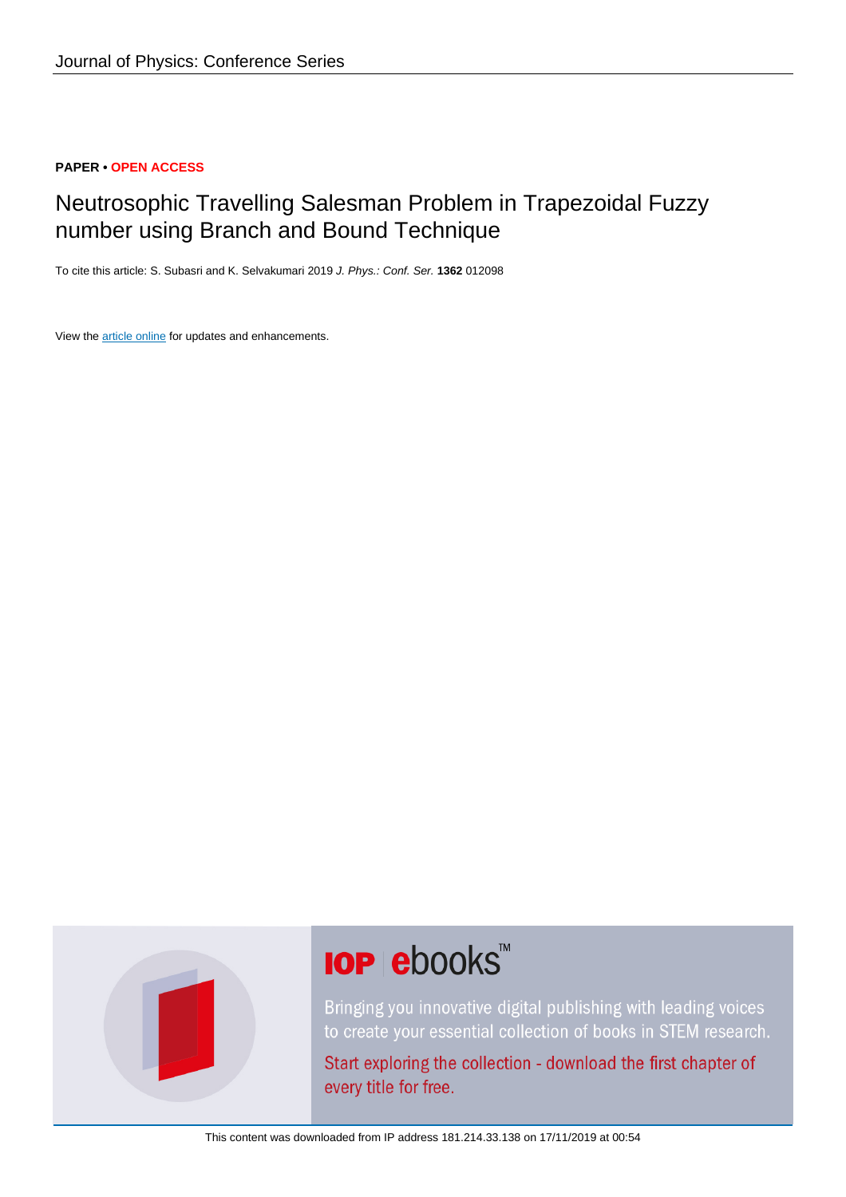Journal of Physics: Conference Series

**PAPER • OPEN ACCESS**

# Neutrosophic Travelling Salesman Problem in Trapezoidal Fuzzy number using Branch and Bound Technique

To cite this article: S. Subasri and K. Selvakumari 2019 *J. Phys.: Conf. Ser.* **1362** 012098

View the article online for updates and enhancements.

This content was downloaded from IP address 181.214.33.138 on 17/11/2019 at 00:54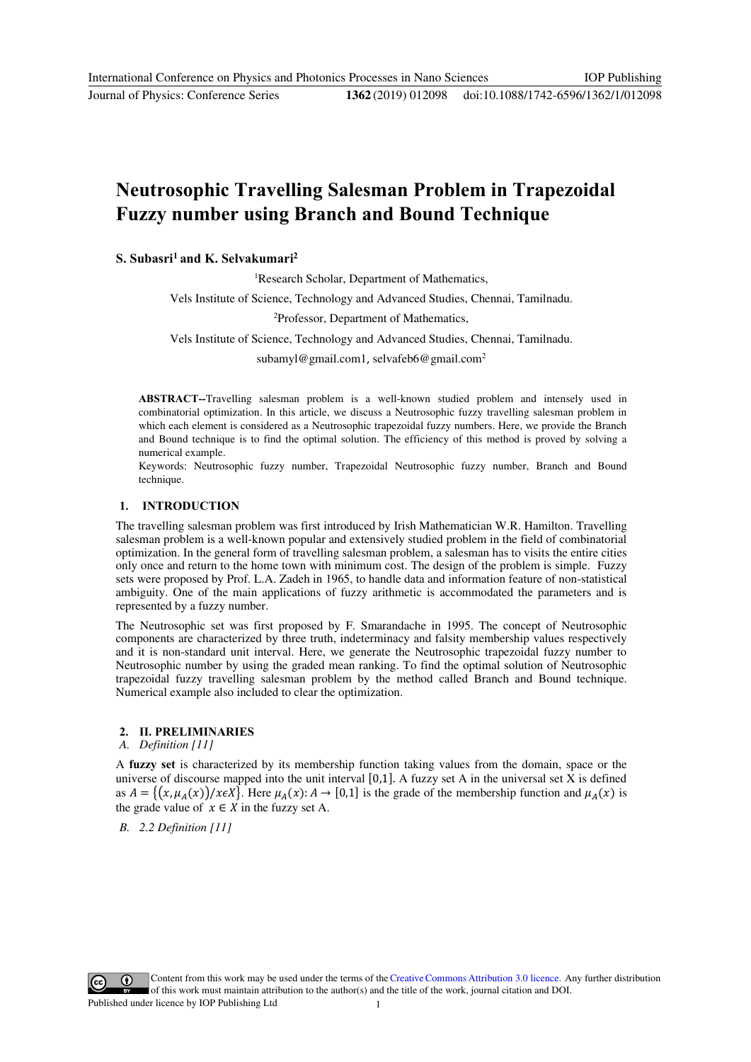# Neutrosophic Travelling Salesman Problem in Trapezoidal Fuzzy number using Branch and Bound Technique

**S. Subasri[1] and K. Selvakumari[2]**

[1]Research Scholar, Department of Mathematics,

Vels Institute of Science, Technology and Advanced Studies, Chennai, Tamilnadu.

[2]Professor, Department of Mathematics,

Vels Institute of Science, Technology and Advanced Studies, Chennai, Tamilnadu.

subamyl@gmail.com1, selvafeb6@gmail.com[2]

**ABSTRACT--**Travelling salesman problem is a well-known studied problem and intensely used in combinatorial optimization. In this article, we discuss a Neutrosophic fuzzy travelling salesman problem in which each element is considered as a Neutrosophic trapezoidal fuzzy numbers. Here, we provide the Branch and Bound technique is to find the optimal solution. The efficiency of this method is proved by solving a numerical example.

Keywords: Neutrosophic fuzzy number, Trapezoidal Neutrosophic fuzzy number, Branch and Bound technique.

## 1. INTRODUCTION

The travelling salesman problem was first introduced by Irish Mathematician W.R. Hamilton. Travelling salesman problem is a well-known popular and extensively studied problem in the field of combinatorial optimization. In the general form of travelling salesman problem, a salesman has to visits the entire cities only once and return to the home town with minimum cost. The design of the problem is simple. Fuzzy sets were proposed by Prof. L.A. Zadeh in 1965, to handle data and information feature of non-statistical ambiguity. One of the main applications of fuzzy arithmetic is accommodated the parameters and is represented by a fuzzy number.

The Neutrosophic set was first proposed by F. Smarandache in 1995. The concept of Neutrosophic components are characterized by three truth, indeterminacy and falsity membership values respectively and it is non-standard unit interval. Here, we generate the Neutrosophic trapezoidal fuzzy number to Neutrosophic number by using the graded mean ranking. To find the optimal solution of Neutrosophic trapezoidal fuzzy travelling salesman problem by the method called Branch and Bound technique. Numerical example also included to clear the optimization.

## 2. II. PRELIMINARIES

*A. Definition [11]*

A **fuzzy set** is characterized by its membership function taking values from the domain, space or the universe of discourse mapped into the unit interval $[0,1]$. A fuzzy set A in the universal set X is defined as $A = \{(x, \mu_A(x))/x \epsilon X\}$. Here $\mu_A(x): A \to [0,1]$ is the grade of the membership function and $\mu_A(x)$ is the grade value of $x \in X$ in the fuzzy set A.

*B. 2.2 Definition [11]*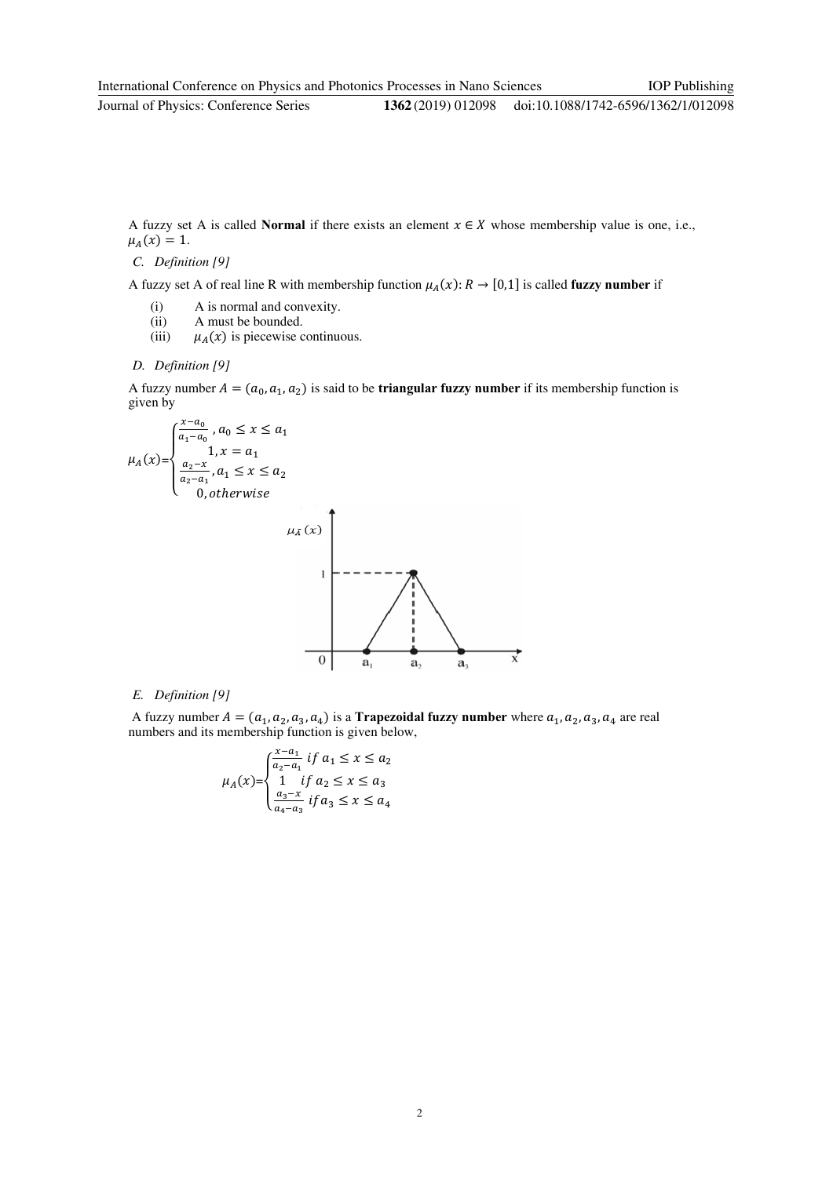A fuzzy set A is called **Normal** if there exists an element $x \in X$ whose membership value is one, i.e., $\mu_A(x) = 1$.

### *C. Definition [9]*

A fuzzy set A of real line R with membership function $\mu_A(x): R \rightarrow [0,1]$ is called **fuzzy number** if

(i) A is normal and convexity.
(ii) A must be bounded.
(iii) $\mu_A(x)$ is piecewise continuous.

### *D. Definition [9]*

A fuzzy number $A = (a_0, a_1, a_2)$ is said to be **triangular fuzzy number** if its membership function is given by

$$\mu_A(x) = \begin{cases} \frac{x-a_0}{a_1-a_0}, a_0 \leq x \leq a_1 \\ 1, x = a_1 \\ \frac{a_2-x}{a_2-a_1}, a_1 \leq x \leq a_2 \\ 0, otherwise \end{cases}$$

### *E. Definition [9]*

A fuzzy number $A = (a_1, a_2, a_3, a_4)$ is a **Trapezoidal fuzzy number** where $a_1, a_2, a_3, a_4$ are real numbers and its membership function is given below,

$$\mu_A(x) = \begin{cases} \frac{x-a_1}{a_2-a_1} \; if \; a_1 \leq x \leq a_2 \\ 1 \quad if \; a_2 \leq x \leq a_3 \\ \frac{a_3-x}{a_4-a_3} \; if \, a_3 \leq x \leq a_4 \end{cases}$$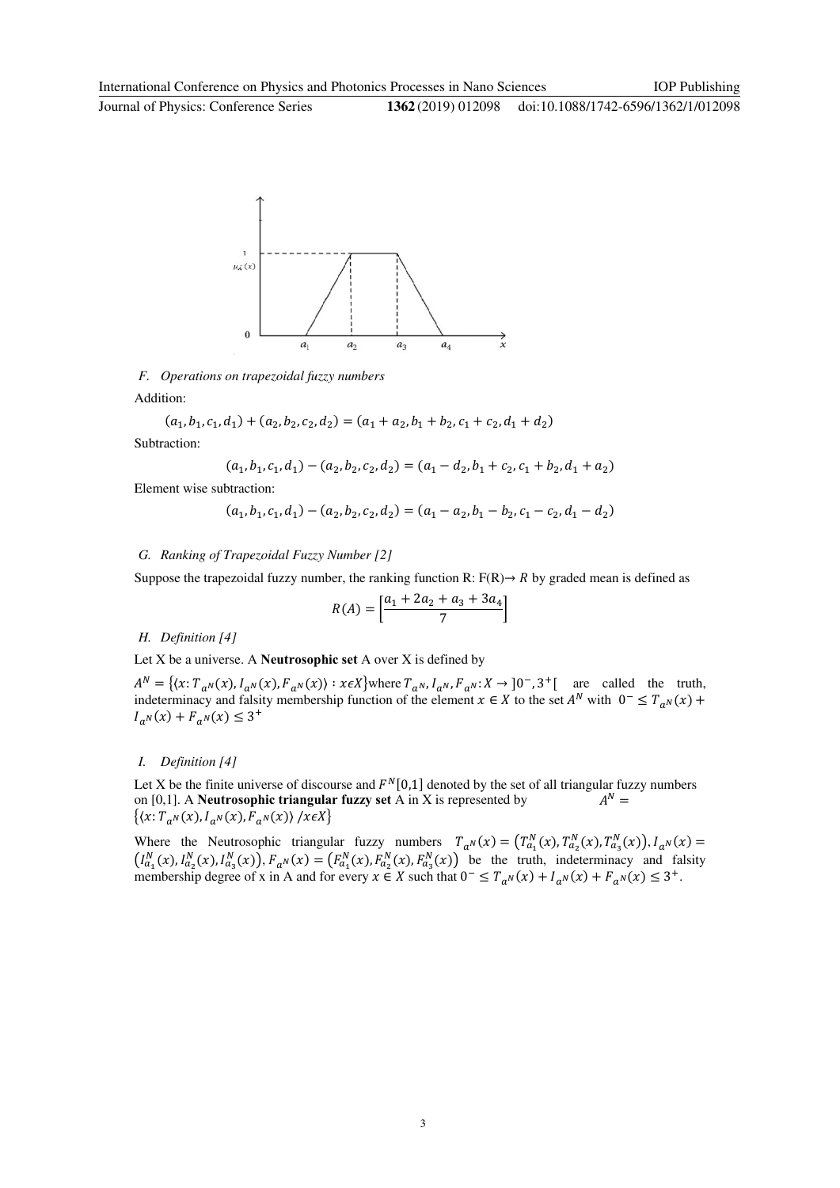### F. Operations on trapezoidal fuzzy numbers

Addition:

$$(a_1, b_1, c_1, d_1) + (a_2, b_2, c_2, d_2) = (a_1 + a_2, b_1 + b_2, c_1 + c_2, d_1 + d_2)$$

Subtraction:

$$(a_1, b_1, c_1, d_1) - (a_2, b_2, c_2, d_2) = (a_1 - d_2, b_1 + c_2, c_1 + b_2, d_1 + a_2)$$

Element wise subtraction:

$$(a_1, b_1, c_1, d_1) - (a_2, b_2, c_2, d_2) = (a_1 - a_2, b_1 - b_2, c_1 - c_2, d_1 - d_2)$$

### G. Ranking of Trapezoidal Fuzzy Number [2]

Suppose the trapezoidal fuzzy number, the ranking function R: F(R)→ $R$ by graded mean is defined as

$$R(A) = \left[\frac{a_1 + 2a_2 + a_3 + 3a_4}{7}\right]$$

### H. Definition [4]

Let X be a universe. A **Neutrosophic set** A over X is defined by

$A^N = \{\langle x : T_{a^N}(x), I_{a^N}(x), F_{a^N}(x)\rangle : x \epsilon X\}$ where $T_{a^N}, I_{a^N}, F_{a^N} : X \to ]0^-, 3^+[$ are called the truth, indeterminacy and falsity membership function of the element $x \in X$ to the set $A^N$ with $0^- \leq T_{a^N}(x) + I_{a^N}(x) + F_{a^N}(x) \leq 3^+$

### I. Definition [4]

Let X be the finite universe of discourse and $F^N[0,1]$ denoted by the set of all triangular fuzzy numbers on [0,1]. A **Neutrosophic triangular fuzzy set** A in X is represented by $A^N = \{\langle x : T_{a^N}(x), I_{a^N}(x), F_{a^N}(x)\rangle / x \epsilon X\}$

Where the Neutrosophic triangular fuzzy numbers $T_{a^N}(x) = \left(T^N_{a_1}(x), T^N_{a_2}(x), T^N_{a_3}(x)\right), I_{a^N}(x) = \left(I^N_{a_1}(x), I^N_{a_2}(x), I^N_{a_3}(x)\right), F_{a^N}(x) = \left(F^N_{a_1}(x), F^N_{a_2}(x), F^N_{a_3}(x)\right)$ be the truth, indeterminacy and falsity membership degree of x in A and for every $x \in X$ such that $0^- \leq T_{a^N}(x) + I_{a^N}(x) + F_{a^N}(x) \leq 3^+$.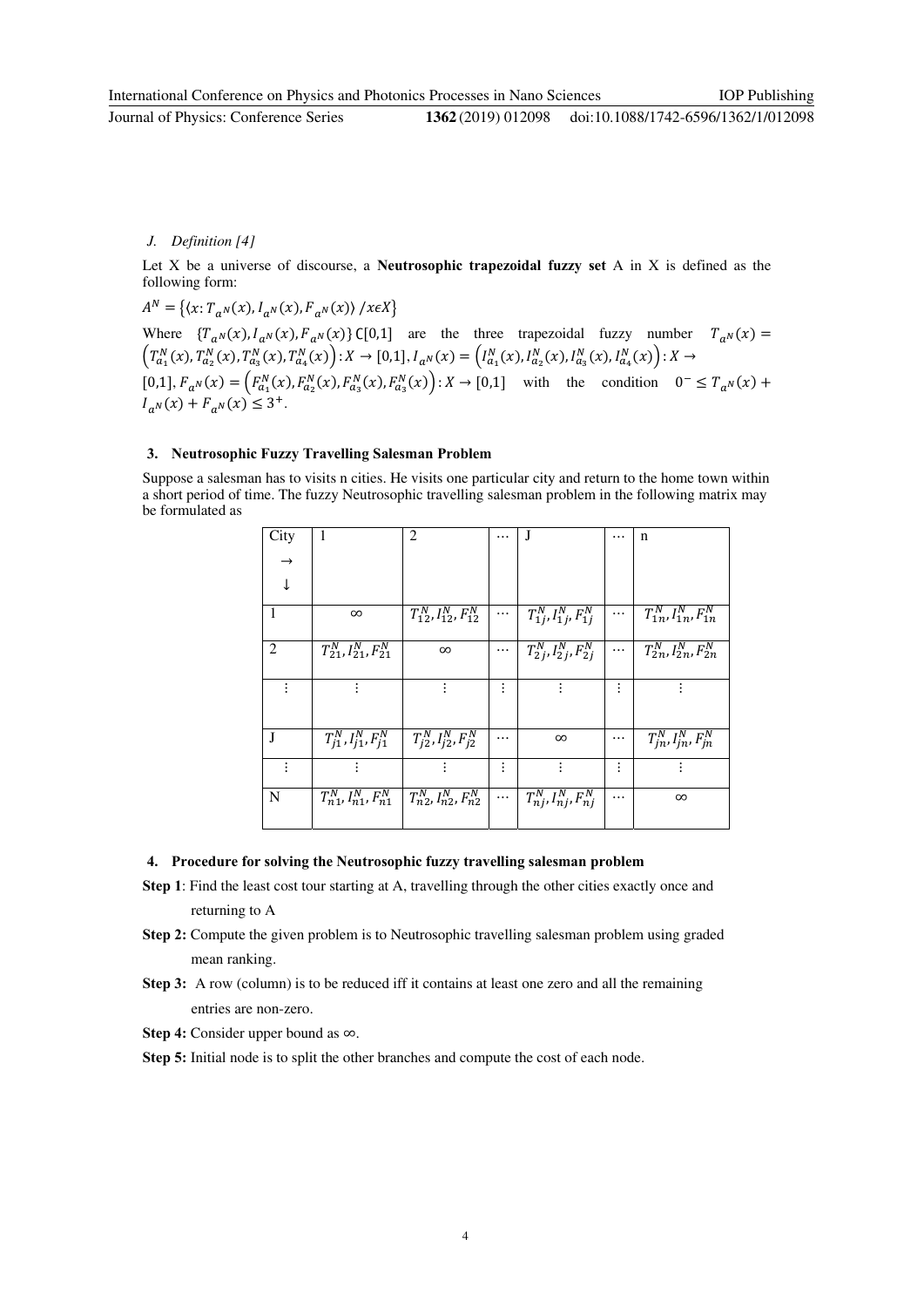*J. Definition [4]*

Let X be a universe of discourse, a **Neutrosophic trapezoidal fuzzy set** A in X is defined as the following form:

$A^N = \{\langle x: T_{a^N}(x), I_{a^N}(x), F_{a^N}(x) \rangle / x \epsilon X\}$

Where $\{T_{a^N}(x), I_{a^N}(x), F_{a^N}(x)\} \subset [0,1]$ are the three trapezoidal fuzzy number $T_{a^N}(x) = \left(T_{a_1}^N(x), T_{a_2}^N(x), T_{a_3}^N(x), T_{a_4}^N(x)\right): X \to [0,1]$, $I_{a^N}(x) = \left(I_{a_1}^N(x), I_{a_2}^N(x), I_{a_3}^N(x), I_{a_4}^N(x)\right): X \to [0,1]$, $F_{a^N}(x) = \left(F_{a_1}^N(x), F_{a_2}^N(x), F_{a_3}^N(x), F_{a_3}^N(x)\right): X \to [0,1]$ with the condition $0^- \leq T_{a^N}(x) + I_{a^N}(x) + F_{a^N}(x) \leq 3^+$.

## 3. Neutrosophic Fuzzy Travelling Salesman Problem

Suppose a salesman has to visits n cities. He visits one particular city and return to the home town within a short period of time. The fuzzy Neutrosophic travelling salesman problem in the following matrix may be formulated as

| City → ↓ | 1 | 2 | ⋯ | J | ⋯ | n |
|---|---|---|---|---|---|---|
| 1 | $\infty$ | $T_{12}^N, I_{12}^N, F_{12}^N$ | ⋯ | $T_{1j}^N, I_{1j}^N, F_{1j}^N$ | ⋯ | $T_{1n}^N, I_{1n}^N, F_{1n}^N$ |
| 2 | $T_{21}^N, I_{21}^N, F_{21}^N$ | $\infty$ | ⋯ | $T_{2j}^N, I_{2j}^N, F_{2j}^N$ | ⋯ | $T_{2n}^N, I_{2n}^N, F_{2n}^N$ |
| ⋮ | ⋮ | ⋮ | ⋮ | ⋮ | ⋮ | ⋮ |
| J | $T_{j1}^N, I_{j1}^N, F_{j1}^N$ | $T_{j2}^N, I_{j2}^N, F_{j2}^N$ | ⋯ | $\infty$ | ⋯ | $T_{jn}^N, I_{jn}^N, F_{jn}^N$ |
| ⋮ | ⋮ | ⋮ | ⋮ | ⋮ | ⋮ | ⋮ |
| N | $T_{n1}^N, I_{n1}^N, F_{n1}^N$ | $T_{n2}^N, I_{n2}^N, F_{n2}^N$ | ⋯ | $T_{nj}^N, I_{nj}^N, F_{nj}^N$ | ⋯ | $\infty$ |

## 4. Procedure for solving the Neutrosophic fuzzy travelling salesman problem

**Step 1**: Find the least cost tour starting at A, travelling through the other cities exactly once and returning to A

**Step 2:** Compute the given problem is to Neutrosophic travelling salesman problem using graded mean ranking.

**Step 3:** A row (column) is to be reduced iff it contains at least one zero and all the remaining entries are non-zero.

**Step 4:** Consider upper bound as $\infty$.

**Step 5:** Initial node is to split the other branches and compute the cost of each node.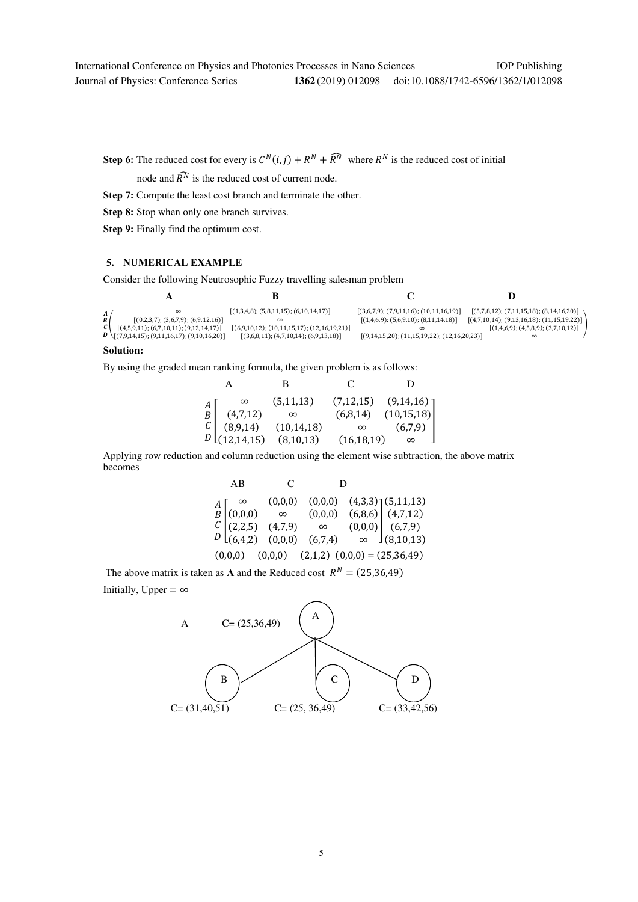**Step 6:** The reduced cost for every is $C^N(i,j) + R^N + \widehat{R^N}$ where $R^N$ is the reduced cost of initial node and $\widehat{R^N}$ is the reduced cost of current node.

**Step 7:** Compute the least cost branch and terminate the other.

**Step 8:** Stop when only one branch survives.

**Step 9:** Finally find the optimum cost.

## 5. NUMERICAL EXAMPLE

Consider the following Neutrosophic Fuzzy travelling salesman problem

$$
\begin{array}{c} \\ \boldsymbol{A} \\ \boldsymbol{B} \\ \boldsymbol{C} \\ \boldsymbol{D} \end{array}
\begin{array}{cccc}
\textbf{A} & \textbf{B} & \textbf{C} & \textbf{D} \\
\infty & [(1,3,4,8);(5,8,11,15);(6,10,14,17)] & [(3,6,7,9);(7,9,11,16);(10,11,16,19)] & [(5,7,8,12);(7,11,15,18);(8,14,16,20)] \\
[(0,2,3,7);(3,6,7,9);(6,9,12,16)] & \infty & [(1,4,6,9);(5,6,9,10);(8,11,14,18)] & [(4,7,10,14);(9,13,16,18);(11,15,19,22)] \\
[(4,5,9,11);(6,7,10,11);(9,12,14,17)] & [(6,9,10,12);(10,11,15,17);(12,16,19,21)] & \infty & [(1,4,6,9);(4,5,8,9);(3,7,10,12)] \\
[(7,9,14,15);(9,11,16,17);(9,10,16,20)] & [(3,6,8,11);(4,7,10,14);(6,9,13,18)] & [(9,14,15,20);(11,15,19,22);(12,16,20,23)] & \infty
\end{array}
$$

**Solution:**

By using the graded mean ranking formula, the given problem is as follows:

$$
\begin{array}{c} \\ A \\ B \\ C \\ D \end{array}
\begin{array}{c}
\begin{array}{cccc} \quad A & \quad\quad B & \quad\quad C & \quad\quad D \end{array} \\
\begin{bmatrix}
\infty & (5,11,13) & (7,12,15) & (9,14,16) \\
(4,7,12) & \infty & (6,8,14) & (10,15,18) \\
(8,9,14) & (10,14,18) & \infty & (6,7,9) \\
(12,14,15) & (8,10,13) & (16,18,19) & \infty
\end{bmatrix}
\end{array}
$$

Applying row reduction and column reduction using the element wise subtraction, the above matrix becomes

$$
\begin{array}{c} \\ A \\ B \\ C \\ D \\ \\ \end{array}
\begin{array}{c}
\begin{array}{cccc} AB & C & D & \end{array} \\
\begin{bmatrix}
\infty & (0,0,0) & (0,0,0) & (4,3,3) \\
(0,0,0) & \infty & (0,0,0) & (6,8,6) \\
(2,2,5) & (4,7,9) & \infty & (0,0,0) \\
(6,4,2) & (0,0,0) & (6,7,4) & \infty
\end{bmatrix}
\begin{array}{c} (5,11,13) \\ (4,7,12) \\ (6,7,9) \\ (8,10,13) \end{array} \\
(0,0,0) \quad (0,0,0) \quad (2,1,2) \quad (0,0,0) = (25,36,49)
\end{array}
$$

The above matrix is taken as **A** and the Reduced cost $R^N = (25,36,49)$

Initially, Upper $= \infty$

A C= (25,36,49)

B: C= (31,40,51) C: C= (25, 36,49) D: C= (33,42,56)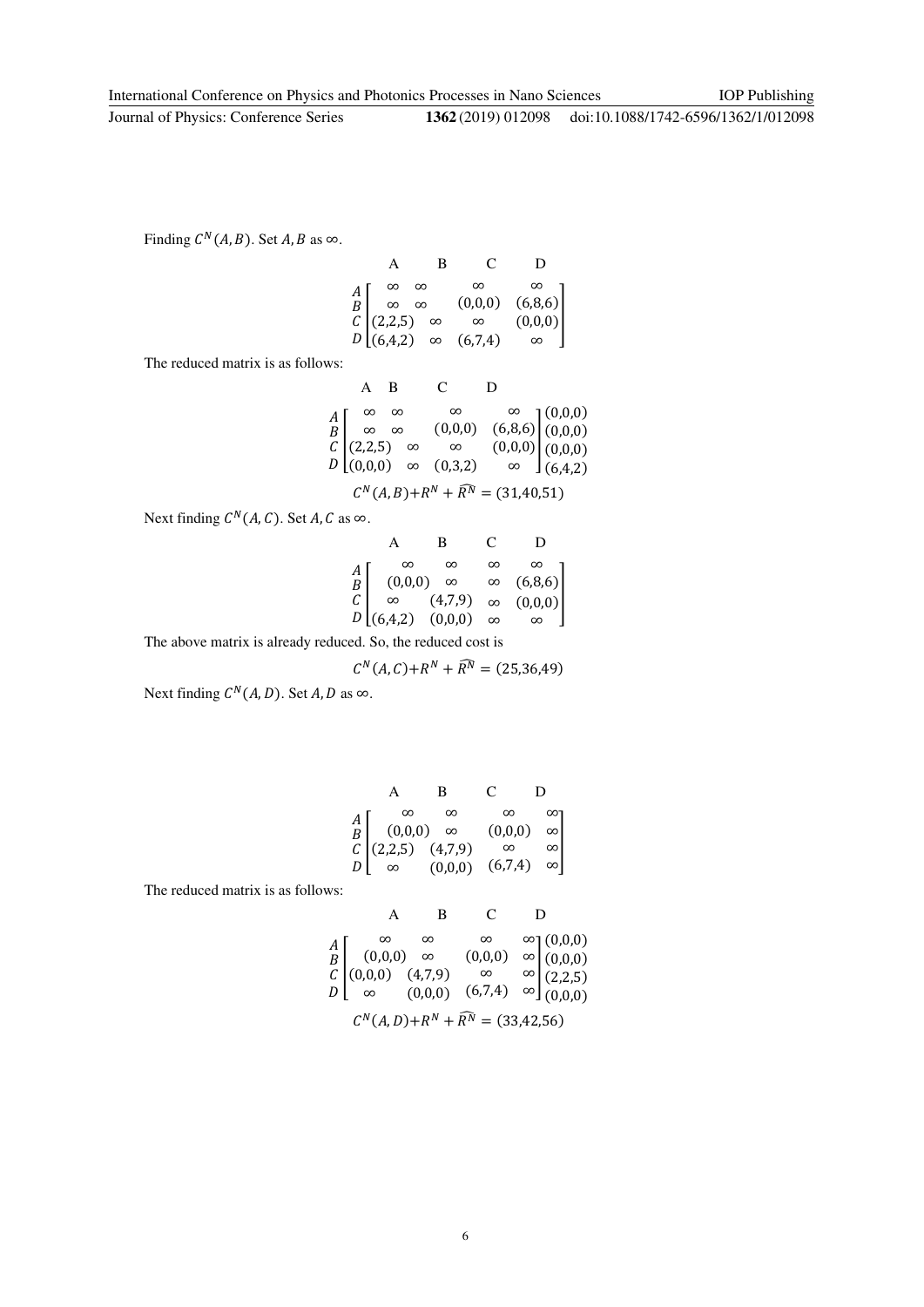Finding $C^N(A,B)$. Set $A,B$ as $\infty$.

$$
\begin{array}{c} \\ A \\ B \\ C \\ D \end{array}
\begin{array}{c}
\begin{array}{cccc} A & B & C & D \end{array} \\
\begin{bmatrix}
\infty & \infty & \infty & \infty \\
\infty & \infty & (0,0,0) & (6,8,6) \\
(2,2,5) & \infty & \infty & (0,0,0) \\
(6,4,2) & \infty & (6,7,4) & \infty
\end{bmatrix}
\end{array}
$$

The reduced matrix is as follows:

$$
\begin{array}{c} \\ A \\ B \\ C \\ D \end{array}
\begin{array}{c}
\begin{array}{cccc} A & B & C & D \end{array} \\
\begin{bmatrix}
\infty & \infty & \infty & \infty \\
\infty & \infty & (0,0,0) & (6,8,6) \\
(2,2,5) & \infty & \infty & (0,0,0) \\
(0,0,0) & \infty & (0,3,2) & \infty
\end{bmatrix}
\end{array}
\begin{array}{c} \\ (0,0,0) \\ (0,0,0) \\ (0,0,0) \\ (6,4,2) \end{array}
$$

$$C^N(A,B)+R^N+\widehat{R^N}=(31,40,51)$$

Next finding $C^N(A,C)$. Set $A,C$ as $\infty$.

$$
\begin{array}{c} \\ A \\ B \\ C \\ D \end{array}
\begin{array}{c}
\begin{array}{cccc} A & B & C & D \end{array} \\
\begin{bmatrix}
\infty & \infty & \infty & \infty \\
(0,0,0) & \infty & \infty & (6,8,6) \\
\infty & (4,7,9) & \infty & (0,0,0) \\
(6,4,2) & (0,0,0) & \infty & \infty
\end{bmatrix}
\end{array}
$$

The above matrix is already reduced. So, the reduced cost is

$$C^N(A,C)+R^N+\widehat{R^N}=(25,36,49)$$

Next finding $C^N(A,D)$. Set $A,D$ as $\infty$.

$$
\begin{array}{c} \\ A \\ B \\ C \\ D \end{array}
\begin{array}{c}
\begin{array}{cccc} A & B & C & D \end{array} \\
\begin{bmatrix}
\infty & \infty & \infty & \infty \\
(0,0,0) & \infty & (0,0,0) & \infty \\
(2,2,5) & (4,7,9) & \infty & \infty \\
\infty & (0,0,0) & (6,7,4) & \infty
\end{bmatrix}
\end{array}
$$

The reduced matrix is as follows:

$$
\begin{array}{c} \\ A \\ B \\ C \\ D \end{array}
\begin{array}{c}
\begin{array}{cccc} A & B & C & D \end{array} \\
\begin{bmatrix}
\infty & \infty & \infty & \infty \\
(0,0,0) & \infty & (0,0,0) & \infty \\
(0,0,0) & (4,7,9) & \infty & \infty \\
\infty & (0,0,0) & (6,7,4) & \infty
\end{bmatrix}
\end{array}
\begin{array}{c} \\ (0,0,0) \\ (0,0,0) \\ (2,2,5) \\ (0,0,0) \end{array}
$$

$$C^N(A,D)+R^N+\widehat{R^N}=(33,42,56)$$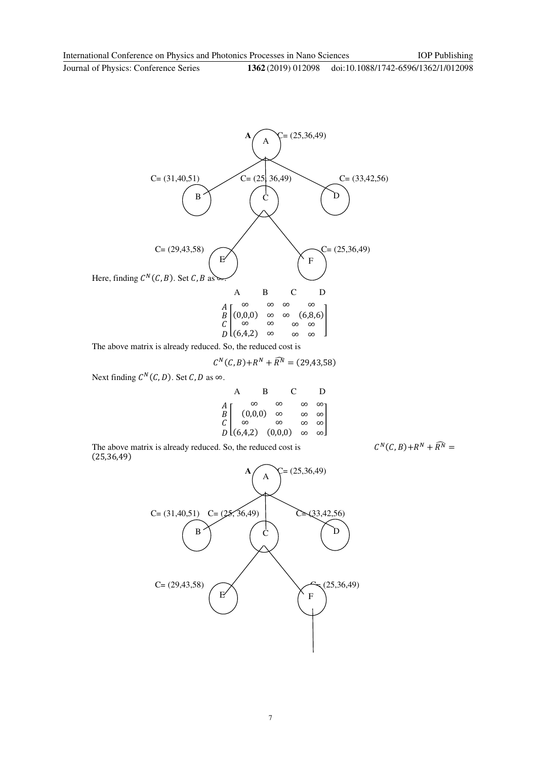A C= (25,36,49)

C= (31,40,51) B

C= (25, 36,49) C

C= (33,42,56) D

C= (29,43,58) E

C= (25,36,49) F

Here, finding $C^N(C,B)$. Set $C,B$ as $\infty$.

$$
\begin{array}{c} \\ A \\ B \\ C \\ D \end{array}
\begin{array}{c}
\begin{array}{cccc} A & B & C & D \end{array} \\
\begin{bmatrix}
\infty & \infty & \infty & \infty \\
(0,0,0) & \infty & \infty & (6,8,6) \\
\infty & \infty & \infty & \infty \\
(6,4,2) & \infty & \infty & \infty
\end{bmatrix}
\end{array}
$$

The above matrix is already reduced. So, the reduced cost is

$$C^N(C,B) + R^N + \widehat{R^N} = (29,43,58)$$

Next finding $C^N(C,D)$. Set $C,D$ as $\infty$.

$$
\begin{array}{c} \\ A \\ B \\ C \\ D \end{array}
\begin{array}{c}
\begin{array}{cccc} A & B & C & D \end{array} \\
\begin{bmatrix}
\infty & \infty & \infty & \infty \\
(0,0,0) & \infty & \infty & \infty \\
\infty & \infty & \infty & \infty \\
(6,4,2) & (0,0,0) & \infty & \infty
\end{bmatrix}
\end{array}
$$

The above matrix is already reduced. So, the reduced cost is $C^N(C,B) + R^N + \widehat{R^N} = (25,36,49)$

A C= (25,36,49)

C= (31,40,51) B

C= (25, 36,49) C

C= (33,42,56) D

C= (29,43,58) E

C= (25,36,49) F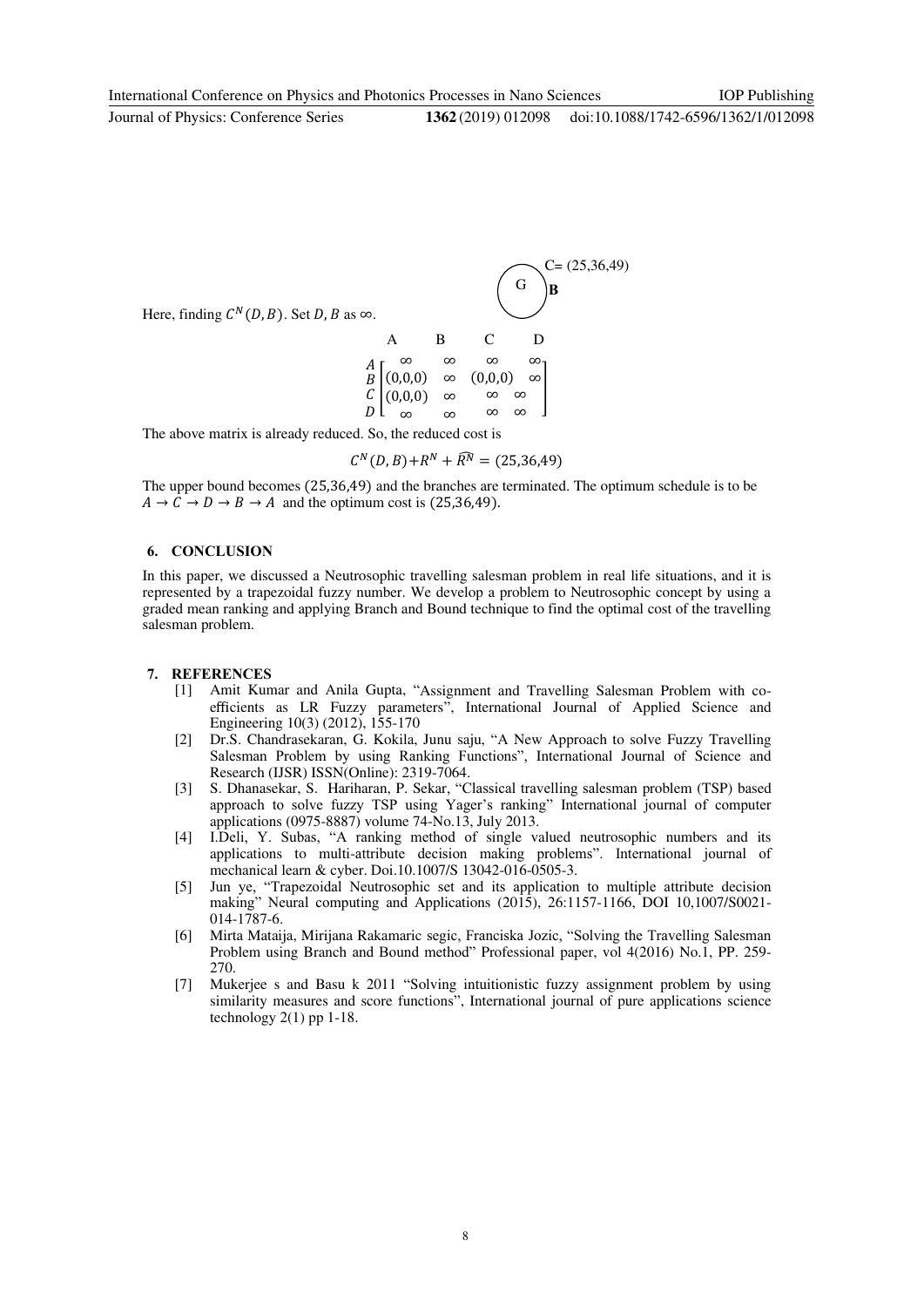G

C= (25,36,49)

**B**

Here, finding $C^N(D,B)$. Set $D, B$ as $\infty$.

$$
\begin{array}{c} \\ A \\ B \\ C \\ D \end{array}
\begin{array}{c}
\begin{array}{cccc} A & B & C & D \end{array} \\
\begin{bmatrix}
\infty & \infty & \infty & \infty \\
(0,0,0) & \infty & (0,0,0) & \infty \\
(0,0,0) & \infty & \infty & \infty \\
\infty & \infty & \infty & \infty
\end{bmatrix}
\end{array}
$$

The above matrix is already reduced. So, the reduced cost is

$$C^N(D,B) + R^N + \widehat{R^N} = (25,36,49)$$

The upper bound becomes $(25,36,49)$ and the branches are terminated. The optimum schedule is to be $A \rightarrow C \rightarrow D \rightarrow B \rightarrow A$ and the optimum cost is $(25,36,49)$.

## 6. CONCLUSION

In this paper, we discussed a Neutrosophic travelling salesman problem in real life situations, and it is represented by a trapezoidal fuzzy number. We develop a problem to Neutrosophic concept by using a graded mean ranking and applying Branch and Bound technique to find the optimal cost of the travelling salesman problem.

## 7. REFERENCES

[1] Amit Kumar and Anila Gupta, "Assignment and Travelling Salesman Problem with co-efficients as LR Fuzzy parameters", International Journal of Applied Science and Engineering 10(3) (2012), 155-170

[2] Dr.S. Chandrasekaran, G. Kokila, Junu saju, "A New Approach to solve Fuzzy Travelling Salesman Problem by using Ranking Functions", International Journal of Science and Research (IJSR) ISSN(Online): 2319-7064.

[3] S. Dhanasekar, S. Hariharan, P. Sekar, "Classical travelling salesman problem (TSP) based approach to solve fuzzy TSP using Yager's ranking" International journal of computer applications (0975-8887) volume 74-No.13, July 2013.

[4] I.Deli, Y. Subas, "A ranking method of single valued neutrosophic numbers and its applications to multi-attribute decision making problems". International journal of mechanical learn & cyber. Doi.10.1007/S 13042-016-0505-3.

[5] Jun ye, "Trapezoidal Neutrosophic set and its application to multiple attribute decision making" Neural computing and Applications (2015), 26:1157-1166, DOI 10,1007/S0021-014-1787-6.

[6] Mirta Mataija, Mirijana Rakamaric segic, Franciska Jozic, "Solving the Travelling Salesman Problem using Branch and Bound method" Professional paper, vol 4(2016) No.1, PP. 259-270.

[7] Mukerjee s and Basu k 2011 "Solving intuitionistic fuzzy assignment problem by using similarity measures and score functions", International journal of pure applications science technology 2(1) pp 1-18.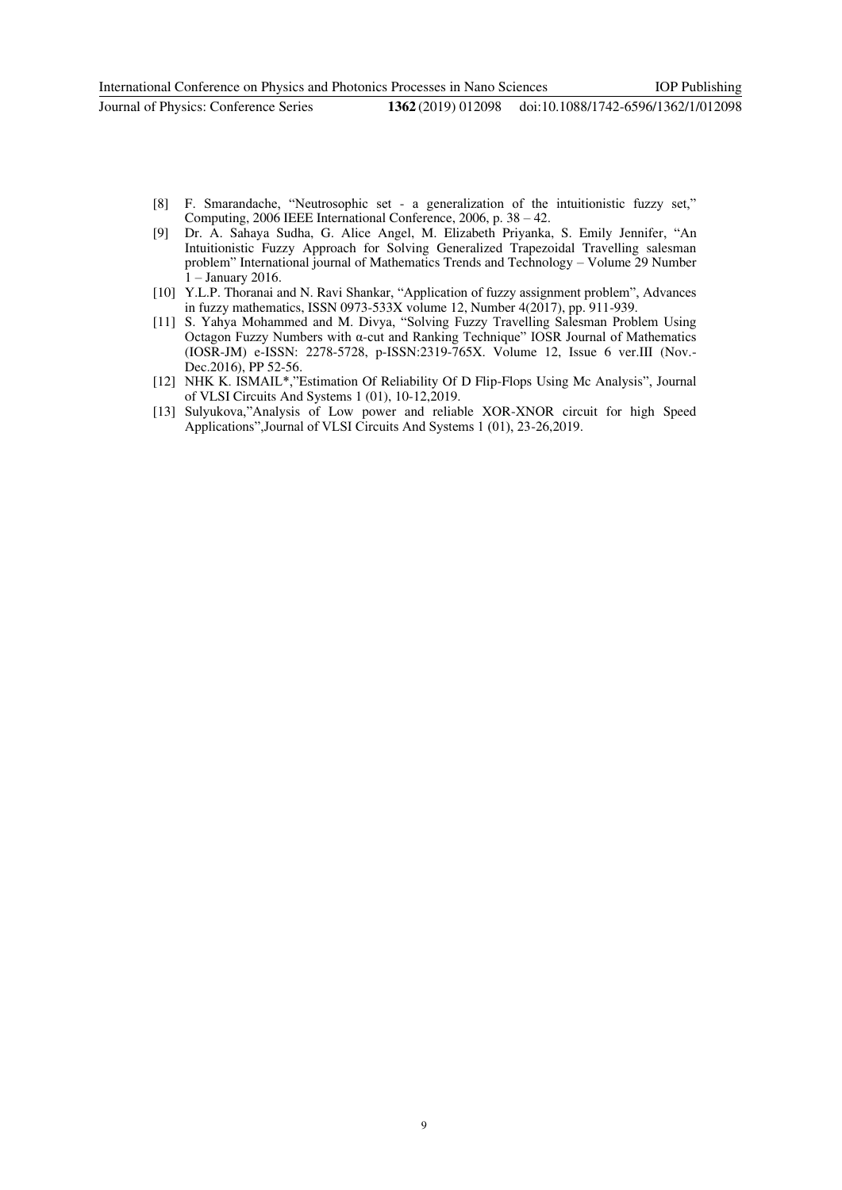[8] F. Smarandache, "Neutrosophic set - a generalization of the intuitionistic fuzzy set," Computing, 2006 IEEE International Conference, 2006, p. 38 – 42.

[9] Dr. A. Sahaya Sudha, G. Alice Angel, M. Elizabeth Priyanka, S. Emily Jennifer, "An Intuitionistic Fuzzy Approach for Solving Generalized Trapezoidal Travelling salesman problem" International journal of Mathematics Trends and Technology – Volume 29 Number 1 – January 2016.

[10] Y.L.P. Thoranai and N. Ravi Shankar, "Application of fuzzy assignment problem", Advances in fuzzy mathematics, ISSN 0973-533X volume 12, Number 4(2017), pp. 911-939.

[11] S. Yahya Mohammed and M. Divya, "Solving Fuzzy Travelling Salesman Problem Using Octagon Fuzzy Numbers with α-cut and Ranking Technique" IOSR Journal of Mathematics (IOSR-JM) e-ISSN: 2278-5728, p-ISSN:2319-765X. Volume 12, Issue 6 ver.III (Nov.-Dec.2016), PP 52-56.

[12] NHK K. ISMAIL*,"Estimation Of Reliability Of D Flip-Flops Using Mc Analysis", Journal of VLSI Circuits And Systems 1 (01), 10-12,2019.

[13] Sulyukova,"Analysis of Low power and reliable XOR-XNOR circuit for high Speed Applications",Journal of VLSI Circuits And Systems 1 (01), 23-26,2019.